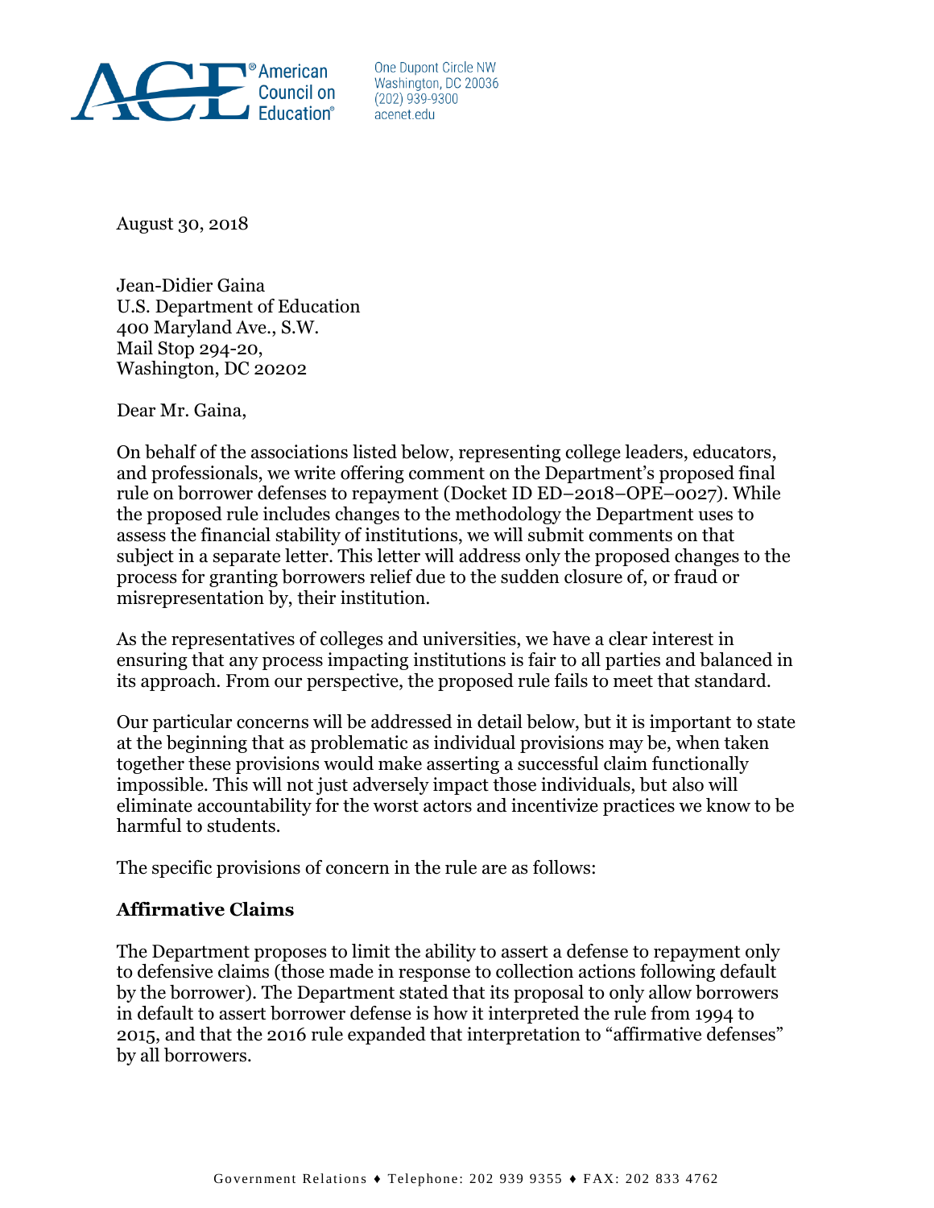American Council on Education®

One Dupont Circle NW
Washington, DC 20036
(202) 939-9300
acenet.edu

August 30, 2018

Jean-Didier Gaina
U.S. Department of Education
400 Maryland Ave., S.W.
Mail Stop 294-20,
Washington, DC 20202

Dear Mr. Gaina,

On behalf of the associations listed below, representing college leaders, educators, and professionals, we write offering comment on the Department's proposed final rule on borrower defenses to repayment (Docket ID ED–2018–OPE–0027). While the proposed rule includes changes to the methodology the Department uses to assess the financial stability of institutions, we will submit comments on that subject in a separate letter. This letter will address only the proposed changes to the process for granting borrowers relief due to the sudden closure of, or fraud or misrepresentation by, their institution.

As the representatives of colleges and universities, we have a clear interest in ensuring that any process impacting institutions is fair to all parties and balanced in its approach. From our perspective, the proposed rule fails to meet that standard.

Our particular concerns will be addressed in detail below, but it is important to state at the beginning that as problematic as individual provisions may be, when taken together these provisions would make asserting a successful claim functionally impossible. This will not just adversely impact those individuals, but also will eliminate accountability for the worst actors and incentivize practices we know to be harmful to students.

The specific provisions of concern in the rule are as follows:

**Affirmative Claims**

The Department proposes to limit the ability to assert a defense to repayment only to defensive claims (those made in response to collection actions following default by the borrower). The Department stated that its proposal to only allow borrowers in default to assert borrower defense is how it interpreted the rule from 1994 to 2015, and that the 2016 rule expanded that interpretation to "affirmative defenses" by all borrowers.

Government Relations ♦ Telephone: 202 939 9355 ♦ FAX: 202 833 4762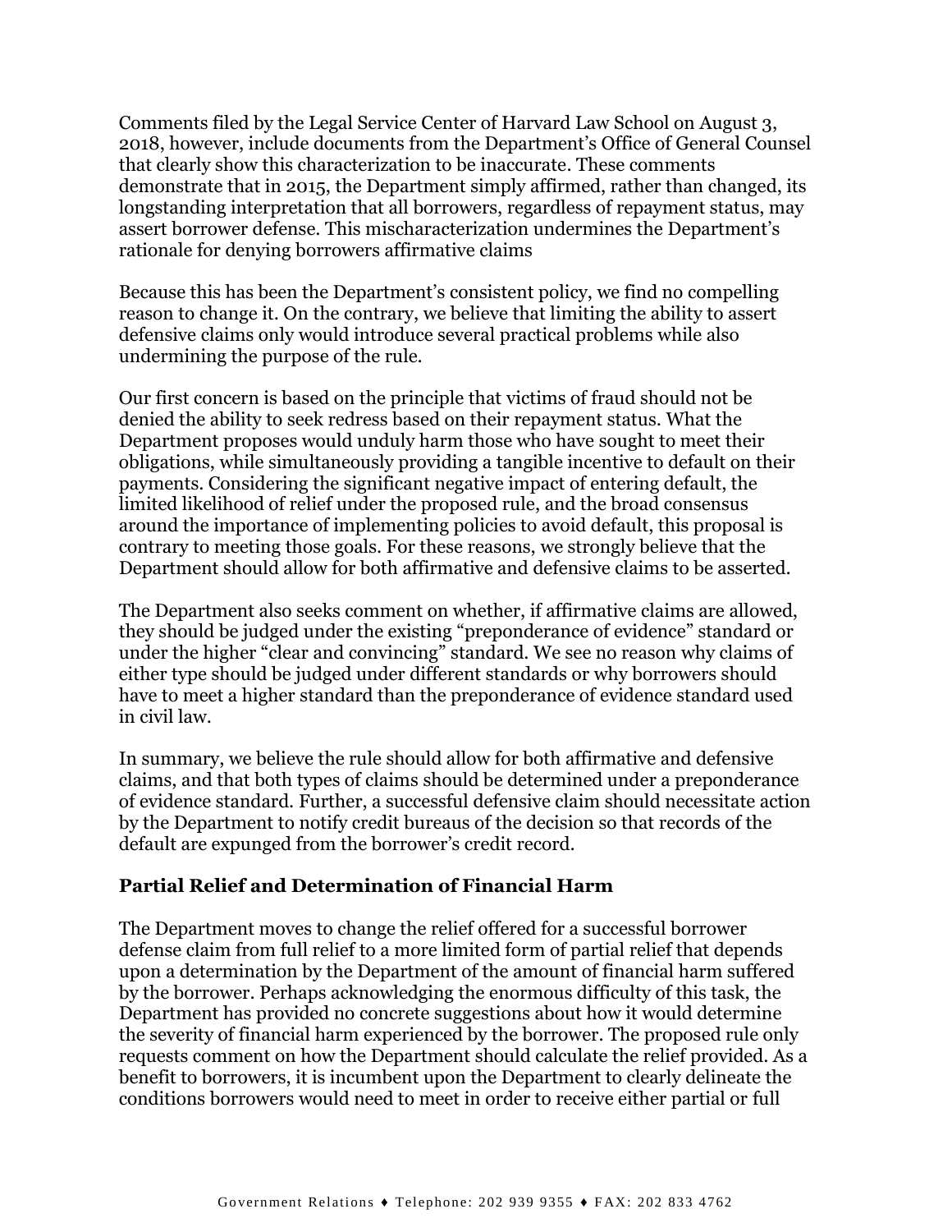Comments filed by the Legal Service Center of Harvard Law School on August 3, 2018, however, include documents from the Department's Office of General Counsel that clearly show this characterization to be inaccurate. These comments demonstrate that in 2015, the Department simply affirmed, rather than changed, its longstanding interpretation that all borrowers, regardless of repayment status, may assert borrower defense. This mischaracterization undermines the Department's rationale for denying borrowers affirmative claims

Because this has been the Department's consistent policy, we find no compelling reason to change it. On the contrary, we believe that limiting the ability to assert defensive claims only would introduce several practical problems while also undermining the purpose of the rule.

Our first concern is based on the principle that victims of fraud should not be denied the ability to seek redress based on their repayment status. What the Department proposes would unduly harm those who have sought to meet their obligations, while simultaneously providing a tangible incentive to default on their payments. Considering the significant negative impact of entering default, the limited likelihood of relief under the proposed rule, and the broad consensus around the importance of implementing policies to avoid default, this proposal is contrary to meeting those goals. For these reasons, we strongly believe that the Department should allow for both affirmative and defensive claims to be asserted.

The Department also seeks comment on whether, if affirmative claims are allowed, they should be judged under the existing "preponderance of evidence" standard or under the higher "clear and convincing" standard. We see no reason why claims of either type should be judged under different standards or why borrowers should have to meet a higher standard than the preponderance of evidence standard used in civil law.

In summary, we believe the rule should allow for both affirmative and defensive claims, and that both types of claims should be determined under a preponderance of evidence standard. Further, a successful defensive claim should necessitate action by the Department to notify credit bureaus of the decision so that records of the default are expunged from the borrower's credit record.

### Partial Relief and Determination of Financial Harm

The Department moves to change the relief offered for a successful borrower defense claim from full relief to a more limited form of partial relief that depends upon a determination by the Department of the amount of financial harm suffered by the borrower. Perhaps acknowledging the enormous difficulty of this task, the Department has provided no concrete suggestions about how it would determine the severity of financial harm experienced by the borrower. The proposed rule only requests comment on how the Department should calculate the relief provided. As a benefit to borrowers, it is incumbent upon the Department to clearly delineate the conditions borrowers would need to meet in order to receive either partial or full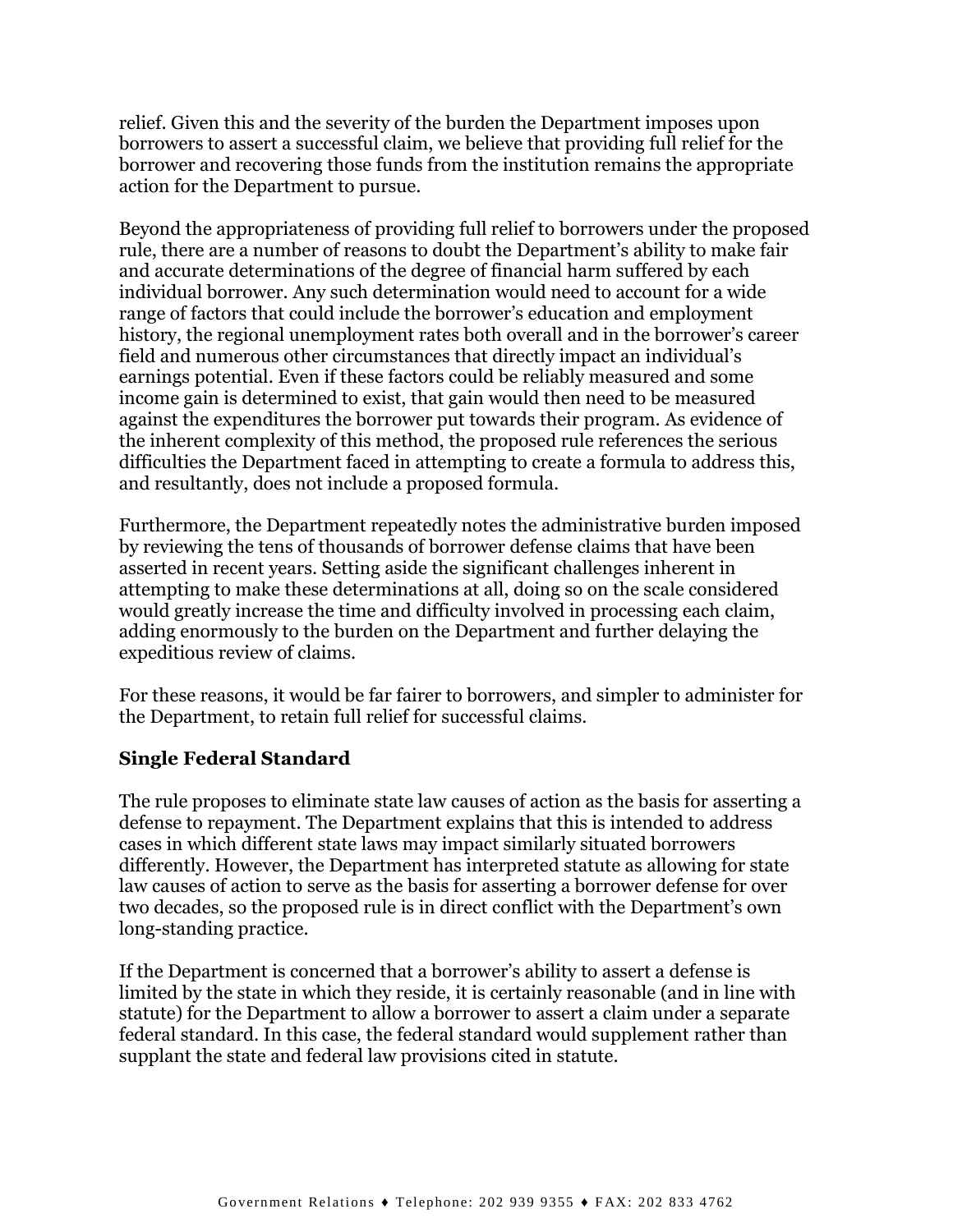relief. Given this and the severity of the burden the Department imposes upon borrowers to assert a successful claim, we believe that providing full relief for the borrower and recovering those funds from the institution remains the appropriate action for the Department to pursue.

Beyond the appropriateness of providing full relief to borrowers under the proposed rule, there are a number of reasons to doubt the Department's ability to make fair and accurate determinations of the degree of financial harm suffered by each individual borrower. Any such determination would need to account for a wide range of factors that could include the borrower's education and employment history, the regional unemployment rates both overall and in the borrower's career field and numerous other circumstances that directly impact an individual's earnings potential. Even if these factors could be reliably measured and some income gain is determined to exist, that gain would then need to be measured against the expenditures the borrower put towards their program. As evidence of the inherent complexity of this method, the proposed rule references the serious difficulties the Department faced in attempting to create a formula to address this, and resultantly, does not include a proposed formula.

Furthermore, the Department repeatedly notes the administrative burden imposed by reviewing the tens of thousands of borrower defense claims that have been asserted in recent years. Setting aside the significant challenges inherent in attempting to make these determinations at all, doing so on the scale considered would greatly increase the time and difficulty involved in processing each claim, adding enormously to the burden on the Department and further delaying the expeditious review of claims.

For these reasons, it would be far fairer to borrowers, and simpler to administer for the Department, to retain full relief for successful claims.

### Single Federal Standard

The rule proposes to eliminate state law causes of action as the basis for asserting a defense to repayment. The Department explains that this is intended to address cases in which different state laws may impact similarly situated borrowers differently. However, the Department has interpreted statute as allowing for state law causes of action to serve as the basis for asserting a borrower defense for over two decades, so the proposed rule is in direct conflict with the Department's own long-standing practice.

If the Department is concerned that a borrower's ability to assert a defense is limited by the state in which they reside, it is certainly reasonable (and in line with statute) for the Department to allow a borrower to assert a claim under a separate federal standard. In this case, the federal standard would supplement rather than supplant the state and federal law provisions cited in statute.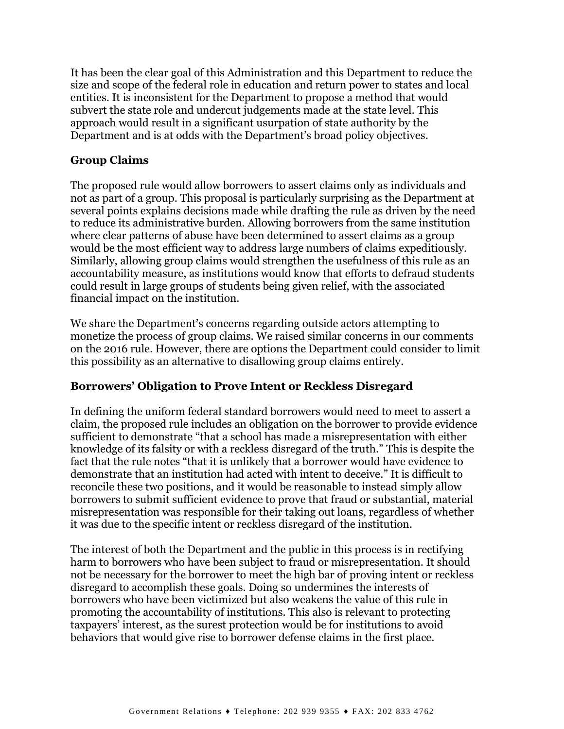It has been the clear goal of this Administration and this Department to reduce the size and scope of the federal role in education and return power to states and local entities. It is inconsistent for the Department to propose a method that would subvert the state role and undercut judgements made at the state level. This approach would result in a significant usurpation of state authority by the Department and is at odds with the Department's broad policy objectives.

### Group Claims

The proposed rule would allow borrowers to assert claims only as individuals and not as part of a group. This proposal is particularly surprising as the Department at several points explains decisions made while drafting the rule as driven by the need to reduce its administrative burden. Allowing borrowers from the same institution where clear patterns of abuse have been determined to assert claims as a group would be the most efficient way to address large numbers of claims expeditiously. Similarly, allowing group claims would strengthen the usefulness of this rule as an accountability measure, as institutions would know that efforts to defraud students could result in large groups of students being given relief, with the associated financial impact on the institution.

We share the Department's concerns regarding outside actors attempting to monetize the process of group claims. We raised similar concerns in our comments on the 2016 rule. However, there are options the Department could consider to limit this possibility as an alternative to disallowing group claims entirely.

### Borrowers' Obligation to Prove Intent or Reckless Disregard

In defining the uniform federal standard borrowers would need to meet to assert a claim, the proposed rule includes an obligation on the borrower to provide evidence sufficient to demonstrate "that a school has made a misrepresentation with either knowledge of its falsity or with a reckless disregard of the truth." This is despite the fact that the rule notes "that it is unlikely that a borrower would have evidence to demonstrate that an institution had acted with intent to deceive." It is difficult to reconcile these two positions, and it would be reasonable to instead simply allow borrowers to submit sufficient evidence to prove that fraud or substantial, material misrepresentation was responsible for their taking out loans, regardless of whether it was due to the specific intent or reckless disregard of the institution.

The interest of both the Department and the public in this process is in rectifying harm to borrowers who have been subject to fraud or misrepresentation. It should not be necessary for the borrower to meet the high bar of proving intent or reckless disregard to accomplish these goals. Doing so undermines the interests of borrowers who have been victimized but also weakens the value of this rule in promoting the accountability of institutions. This also is relevant to protecting taxpayers' interest, as the surest protection would be for institutions to avoid behaviors that would give rise to borrower defense claims in the first place.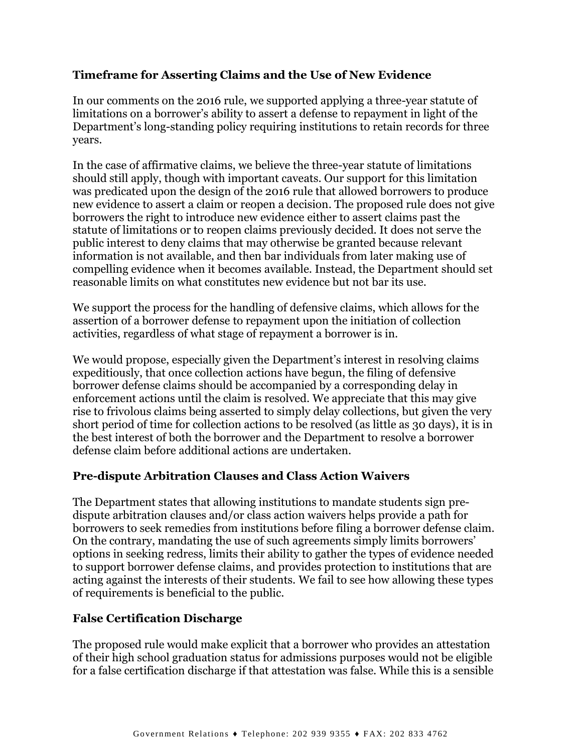### Timeframe for Asserting Claims and the Use of New Evidence

In our comments on the 2016 rule, we supported applying a three-year statute of limitations on a borrower's ability to assert a defense to repayment in light of the Department's long-standing policy requiring institutions to retain records for three years.

In the case of affirmative claims, we believe the three-year statute of limitations should still apply, though with important caveats. Our support for this limitation was predicated upon the design of the 2016 rule that allowed borrowers to produce new evidence to assert a claim or reopen a decision. The proposed rule does not give borrowers the right to introduce new evidence either to assert claims past the statute of limitations or to reopen claims previously decided. It does not serve the public interest to deny claims that may otherwise be granted because relevant information is not available, and then bar individuals from later making use of compelling evidence when it becomes available. Instead, the Department should set reasonable limits on what constitutes new evidence but not bar its use.

We support the process for the handling of defensive claims, which allows for the assertion of a borrower defense to repayment upon the initiation of collection activities, regardless of what stage of repayment a borrower is in.

We would propose, especially given the Department's interest in resolving claims expeditiously, that once collection actions have begun, the filing of defensive borrower defense claims should be accompanied by a corresponding delay in enforcement actions until the claim is resolved. We appreciate that this may give rise to frivolous claims being asserted to simply delay collections, but given the very short period of time for collection actions to be resolved (as little as 30 days), it is in the best interest of both the borrower and the Department to resolve a borrower defense claim before additional actions are undertaken.

### Pre-dispute Arbitration Clauses and Class Action Waivers

The Department states that allowing institutions to mandate students sign pre-dispute arbitration clauses and/or class action waivers helps provide a path for borrowers to seek remedies from institutions before filing a borrower defense claim. On the contrary, mandating the use of such agreements simply limits borrowers' options in seeking redress, limits their ability to gather the types of evidence needed to support borrower defense claims, and provides protection to institutions that are acting against the interests of their students. We fail to see how allowing these types of requirements is beneficial to the public.

### False Certification Discharge

The proposed rule would make explicit that a borrower who provides an attestation of their high school graduation status for admissions purposes would not be eligible for a false certification discharge if that attestation was false. While this is a sensible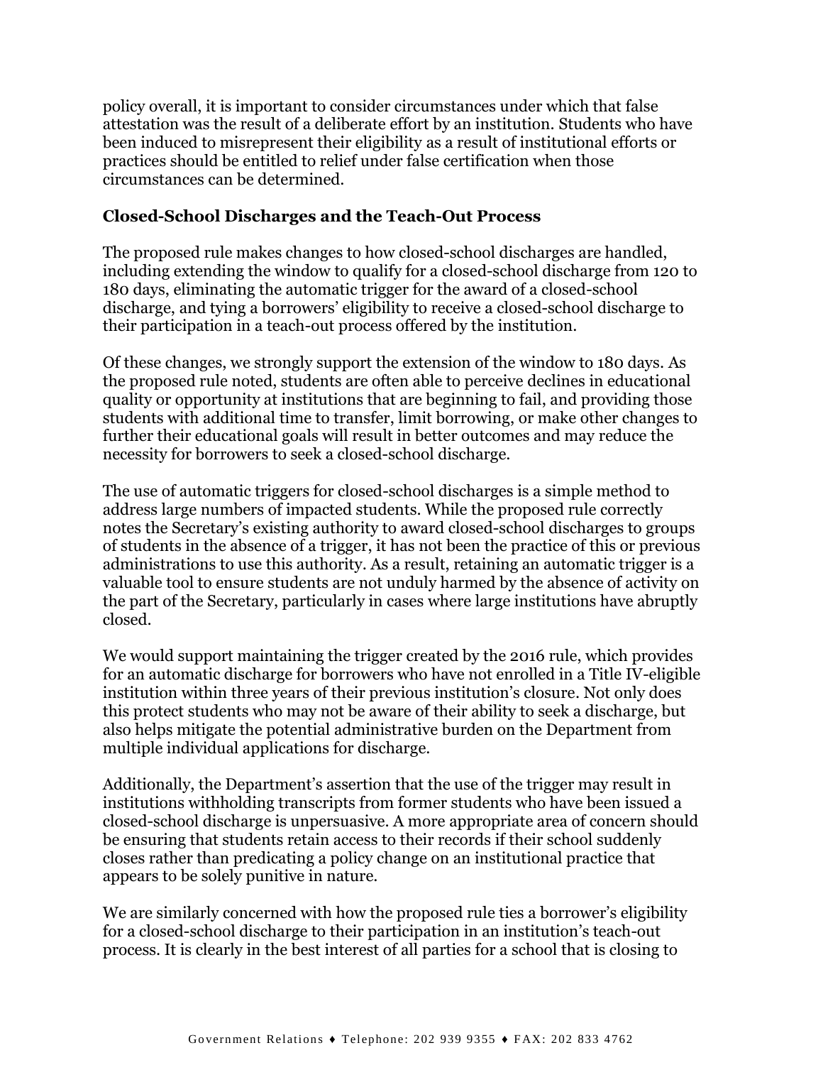policy overall, it is important to consider circumstances under which that false attestation was the result of a deliberate effort by an institution. Students who have been induced to misrepresent their eligibility as a result of institutional efforts or practices should be entitled to relief under false certification when those circumstances can be determined.

### Closed-School Discharges and the Teach-Out Process

The proposed rule makes changes to how closed-school discharges are handled, including extending the window to qualify for a closed-school discharge from 120 to 180 days, eliminating the automatic trigger for the award of a closed-school discharge, and tying a borrowers' eligibility to receive a closed-school discharge to their participation in a teach-out process offered by the institution.

Of these changes, we strongly support the extension of the window to 180 days. As the proposed rule noted, students are often able to perceive declines in educational quality or opportunity at institutions that are beginning to fail, and providing those students with additional time to transfer, limit borrowing, or make other changes to further their educational goals will result in better outcomes and may reduce the necessity for borrowers to seek a closed-school discharge.

The use of automatic triggers for closed-school discharges is a simple method to address large numbers of impacted students. While the proposed rule correctly notes the Secretary's existing authority to award closed-school discharges to groups of students in the absence of a trigger, it has not been the practice of this or previous administrations to use this authority. As a result, retaining an automatic trigger is a valuable tool to ensure students are not unduly harmed by the absence of activity on the part of the Secretary, particularly in cases where large institutions have abruptly closed.

We would support maintaining the trigger created by the 2016 rule, which provides for an automatic discharge for borrowers who have not enrolled in a Title IV-eligible institution within three years of their previous institution's closure. Not only does this protect students who may not be aware of their ability to seek a discharge, but also helps mitigate the potential administrative burden on the Department from multiple individual applications for discharge.

Additionally, the Department's assertion that the use of the trigger may result in institutions withholding transcripts from former students who have been issued a closed-school discharge is unpersuasive. A more appropriate area of concern should be ensuring that students retain access to their records if their school suddenly closes rather than predicating a policy change on an institutional practice that appears to be solely punitive in nature.

We are similarly concerned with how the proposed rule ties a borrower's eligibility for a closed-school discharge to their participation in an institution's teach-out process. It is clearly in the best interest of all parties for a school that is closing to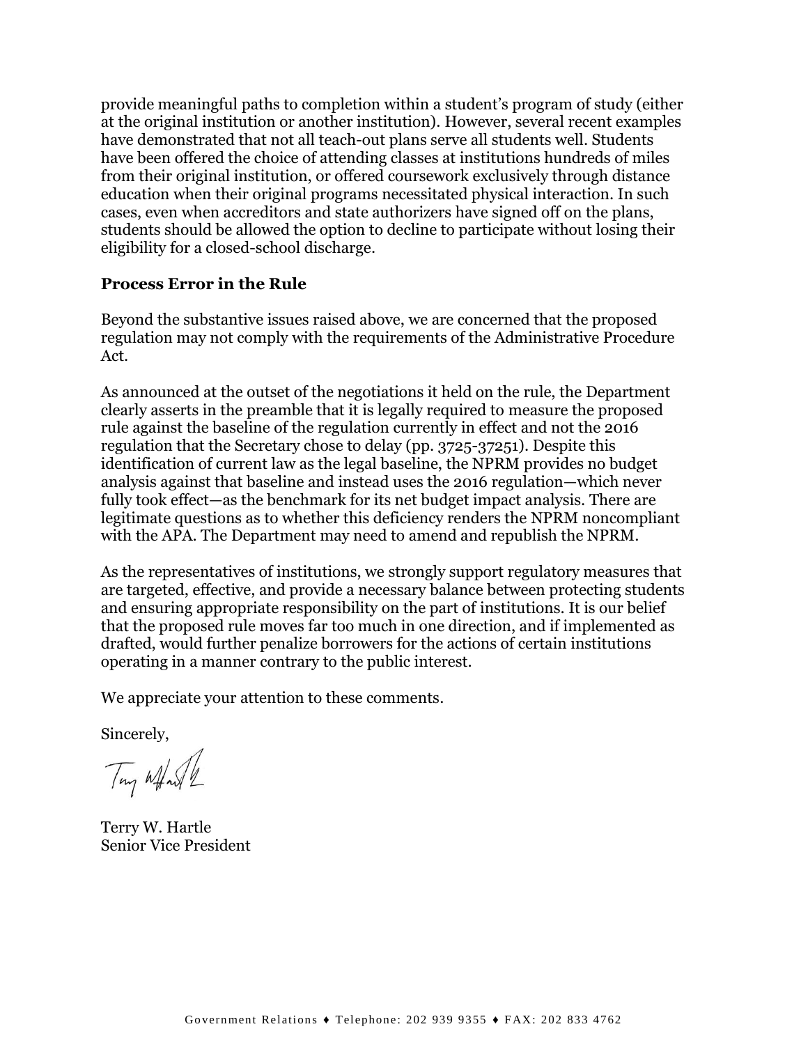provide meaningful paths to completion within a student's program of study (either at the original institution or another institution). However, several recent examples have demonstrated that not all teach-out plans serve all students well. Students have been offered the choice of attending classes at institutions hundreds of miles from their original institution, or offered coursework exclusively through distance education when their original programs necessitated physical interaction. In such cases, even when accreditors and state authorizers have signed off on the plans, students should be allowed the option to decline to participate without losing their eligibility for a closed-school discharge.

### Process Error in the Rule

Beyond the substantive issues raised above, we are concerned that the proposed regulation may not comply with the requirements of the Administrative Procedure Act.

As announced at the outset of the negotiations it held on the rule, the Department clearly asserts in the preamble that it is legally required to measure the proposed rule against the baseline of the regulation currently in effect and not the 2016 regulation that the Secretary chose to delay (pp. 3725-37251). Despite this identification of current law as the legal baseline, the NPRM provides no budget analysis against that baseline and instead uses the 2016 regulation—which never fully took effect—as the benchmark for its net budget impact analysis. There are legitimate questions as to whether this deficiency renders the NPRM noncompliant with the APA. The Department may need to amend and republish the NPRM.

As the representatives of institutions, we strongly support regulatory measures that are targeted, effective, and provide a necessary balance between protecting students and ensuring appropriate responsibility on the part of institutions. It is our belief that the proposed rule moves far too much in one direction, and if implemented as drafted, would further penalize borrowers for the actions of certain institutions operating in a manner contrary to the public interest.

We appreciate your attention to these comments.

Sincerely,

Terry W. Hartle
Senior Vice President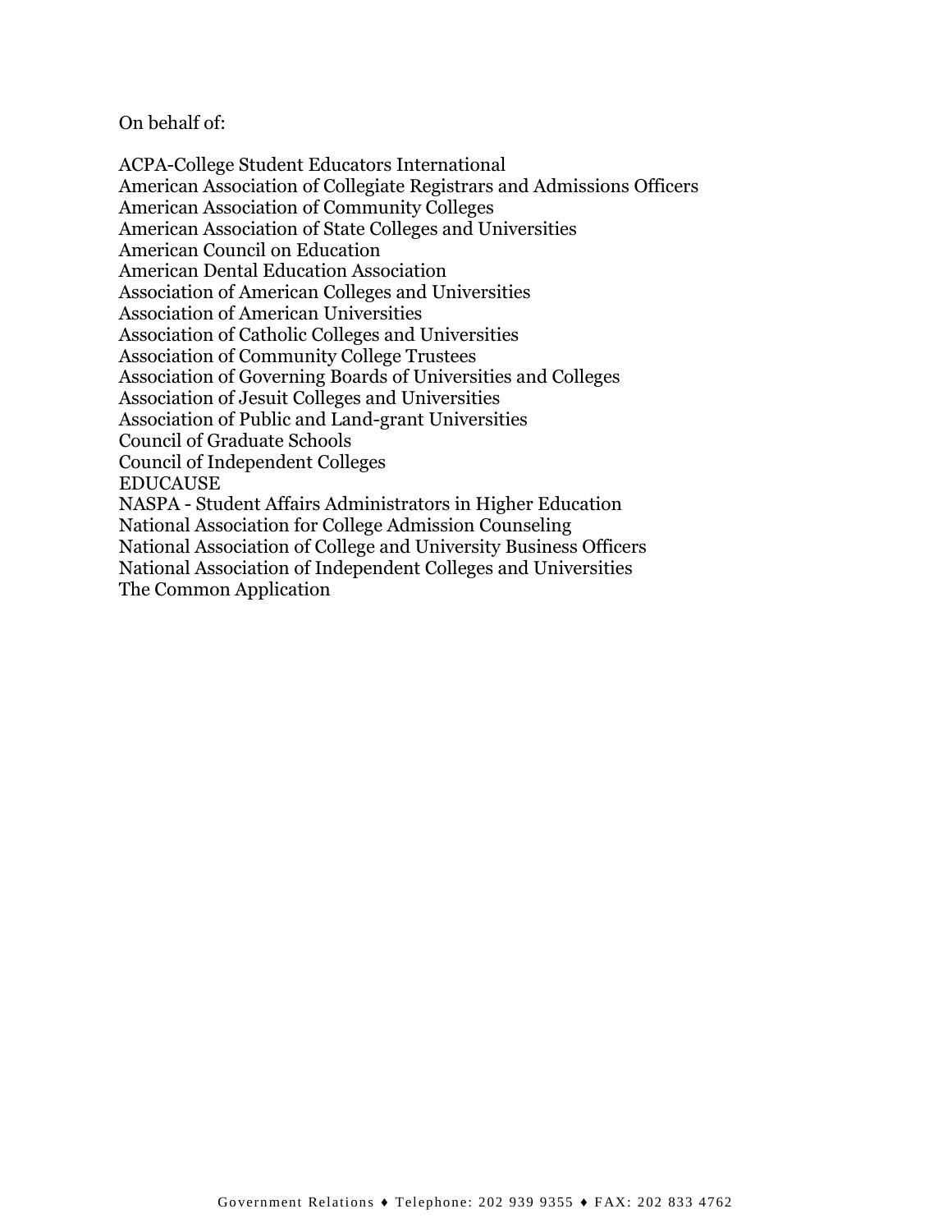On behalf of:

ACPA-College Student Educators International
American Association of Collegiate Registrars and Admissions Officers
American Association of Community Colleges
American Association of State Colleges and Universities
American Council on Education
American Dental Education Association
Association of American Colleges and Universities
Association of American Universities
Association of Catholic Colleges and Universities
Association of Community College Trustees
Association of Governing Boards of Universities and Colleges
Association of Jesuit Colleges and Universities
Association of Public and Land-grant Universities
Council of Graduate Schools
Council of Independent Colleges
EDUCAUSE
NASPA - Student Affairs Administrators in Higher Education
National Association for College Admission Counseling
National Association of College and University Business Officers
National Association of Independent Colleges and Universities
The Common Application